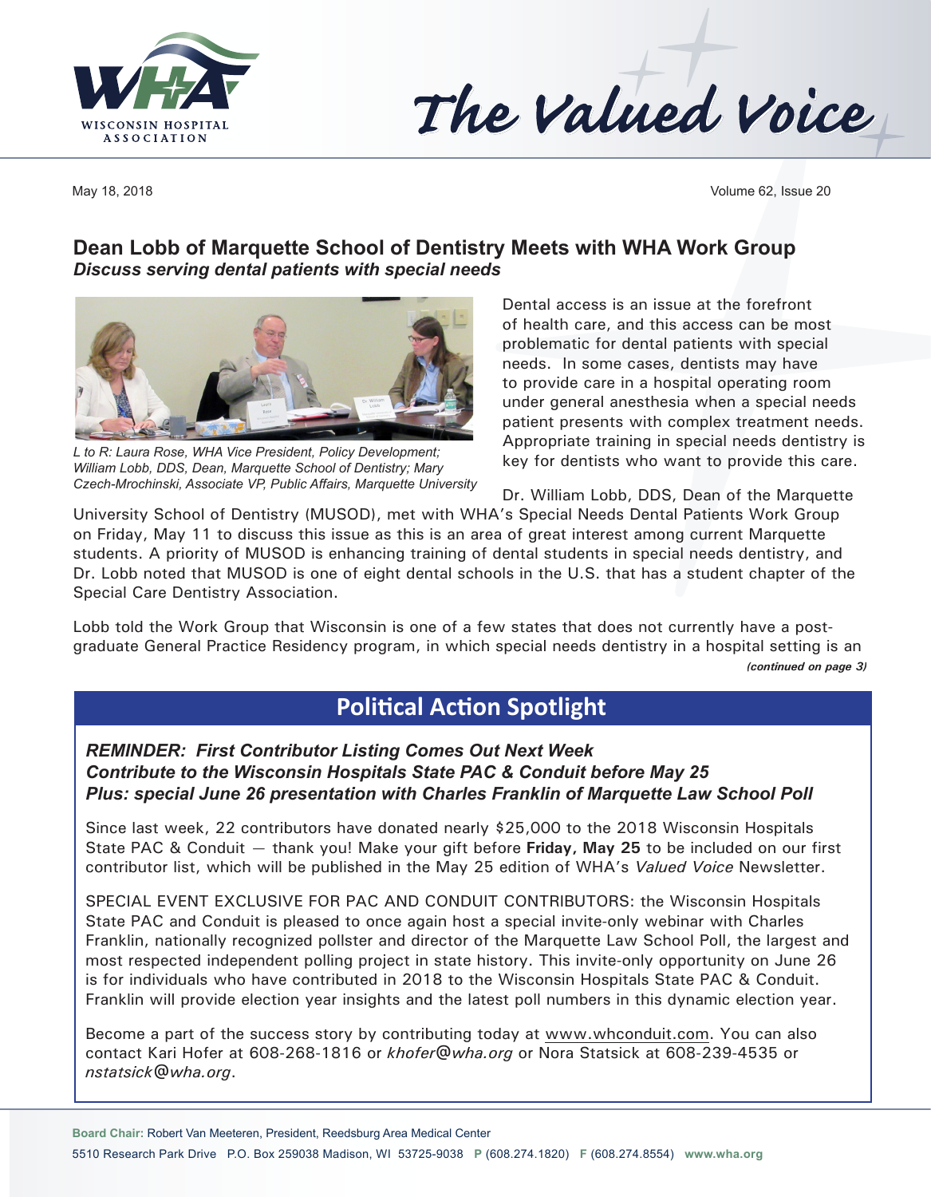# The Valued Voice

May 18, 2018 Volume 62, Issue 20

## Dean Lobb of Marquette School of Dentistry Meets with WHA Work Group

***Discuss serving dental patients with special needs***

*L to R: Laura Rose, WHA Vice President, Policy Development; William Lobb, DDS, Dean, Marquette School of Dentistry; Mary Czech-Mrochinski, Associate VP, Public Affairs, Marquette University*

Dental access is an issue at the forefront of health care, and this access can be most problematic for dental patients with special needs. In some cases, dentists may have to provide care in a hospital operating room under general anesthesia when a special needs patient presents with complex treatment needs. Appropriate training in special needs dentistry is key for dentists who want to provide this care.

Dr. William Lobb, DDS, Dean of the Marquette University School of Dentistry (MUSOD), met with WHA's Special Needs Dental Patients Work Group on Friday, May 11 to discuss this issue as this is an area of great interest among current Marquette students. A priority of MUSOD is enhancing training of dental students in special needs dentistry, and Dr. Lobb noted that MUSOD is one of eight dental schools in the U.S. that has a student chapter of the Special Care Dentistry Association.

Lobb told the Work Group that Wisconsin is one of a few states that does not currently have a post-graduate General Practice Residency program, in which special needs dentistry in a hospital setting is an

*(continued on page 3)*

## Political Action Spotlight

***REMINDER: First Contributor Listing Comes Out Next Week***
***Contribute to the Wisconsin Hospitals State PAC & Conduit before May 25***
***Plus: special June 26 presentation with Charles Franklin of Marquette Law School Poll***

Since last week, 22 contributors have donated nearly $25,000 to the 2018 Wisconsin Hospitals State PAC & Conduit — thank you! Make your gift before **Friday, May 25** to be included on our first contributor list, which will be published in the May 25 edition of WHA's *Valued Voice* Newsletter.

SPECIAL EVENT EXCLUSIVE FOR PAC AND CONDUIT CONTRIBUTORS: the Wisconsin Hospitals State PAC and Conduit is pleased to once again host a special invite-only webinar with Charles Franklin, nationally recognized pollster and director of the Marquette Law School Poll, the largest and most respected independent polling project in state history. This invite-only opportunity on June 26 is for individuals who have contributed in 2018 to the Wisconsin Hospitals State PAC & Conduit. Franklin will provide election year insights and the latest poll numbers in this dynamic election year.

Become a part of the success story by contributing today at www.whconduit.com. You can also contact Kari Hofer at 608-268-1816 or *khofer@wha.org* or Nora Statsick at 608-239-4535 or *nstatsick@wha.org*.

**Board Chair:** Robert Van Meeteren, President, Reedsburg Area Medical Center
5510 Research Park Drive P.O. Box 259038 Madison, WI 53725-9038 **P** (608.274.1820) **F** (608.274.8554) **www.wha.org**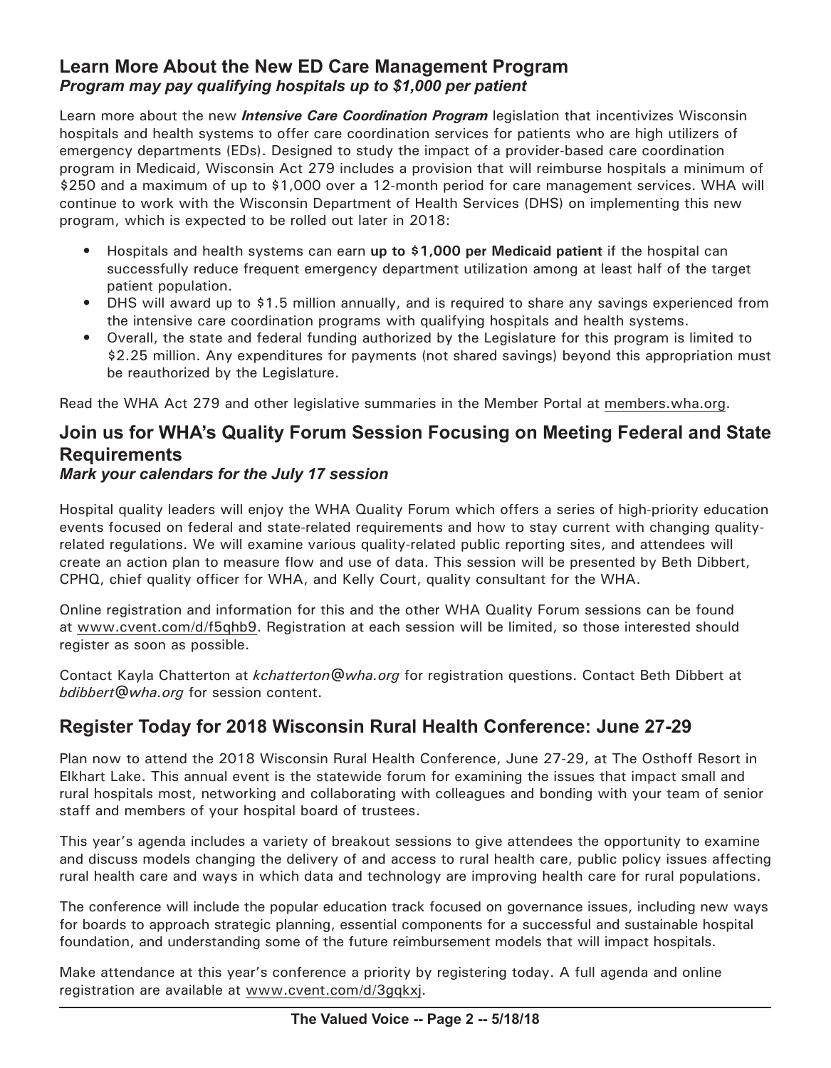## Learn More About the New ED Care Management Program

***Program may pay qualifying hospitals up to $1,000 per patient***

Learn more about the new ***Intensive Care Coordination Program*** legislation that incentivizes Wisconsin hospitals and health systems to offer care coordination services for patients who are high utilizers of emergency departments (EDs). Designed to study the impact of a provider-based care coordination program in Medicaid, Wisconsin Act 279 includes a provision that will reimburse hospitals a minimum of $250 and a maximum of up to $1,000 over a 12-month period for care management services. WHA will continue to work with the Wisconsin Department of Health Services (DHS) on implementing this new program, which is expected to be rolled out later in 2018:

- Hospitals and health systems can earn **up to $1,000 per Medicaid patient** if the hospital can successfully reduce frequent emergency department utilization among at least half of the target patient population.
- DHS will award up to $1.5 million annually, and is required to share any savings experienced from the intensive care coordination programs with qualifying hospitals and health systems.
- Overall, the state and federal funding authorized by the Legislature for this program is limited to $2.25 million. Any expenditures for payments (not shared savings) beyond this appropriation must be reauthorized by the Legislature.

Read the WHA Act 279 and other legislative summaries in the Member Portal at members.wha.org.

## Join us for WHA's Quality Forum Session Focusing on Meeting Federal and State Requirements

***Mark your calendars for the July 17 session***

Hospital quality leaders will enjoy the WHA Quality Forum which offers a series of high-priority education events focused on federal and state-related requirements and how to stay current with changing quality-related regulations. We will examine various quality-related public reporting sites, and attendees will create an action plan to measure flow and use of data. This session will be presented by Beth Dibbert, CPHQ, chief quality officer for WHA, and Kelly Court, quality consultant for the WHA.

Online registration and information for this and the other WHA Quality Forum sessions can be found at www.cvent.com/d/f5qhb9. Registration at each session will be limited, so those interested should register as soon as possible.

Contact Kayla Chatterton at *kchatterton@wha.org* for registration questions. Contact Beth Dibbert at *bdibbert@wha.org* for session content.

## Register Today for 2018 Wisconsin Rural Health Conference: June 27-29

Plan now to attend the 2018 Wisconsin Rural Health Conference, June 27-29, at The Osthoff Resort in Elkhart Lake. This annual event is the statewide forum for examining the issues that impact small and rural hospitals most, networking and collaborating with colleagues and bonding with your team of senior staff and members of your hospital board of trustees.

This year's agenda includes a variety of breakout sessions to give attendees the opportunity to examine and discuss models changing the delivery of and access to rural health care, public policy issues affecting rural health care and ways in which data and technology are improving health care for rural populations.

The conference will include the popular education track focused on governance issues, including new ways for boards to approach strategic planning, essential components for a successful and sustainable hospital foundation, and understanding some of the future reimbursement models that will impact hospitals.

Make attendance at this year's conference a priority by registering today. A full agenda and online registration are available at www.cvent.com/d/3gqkxj.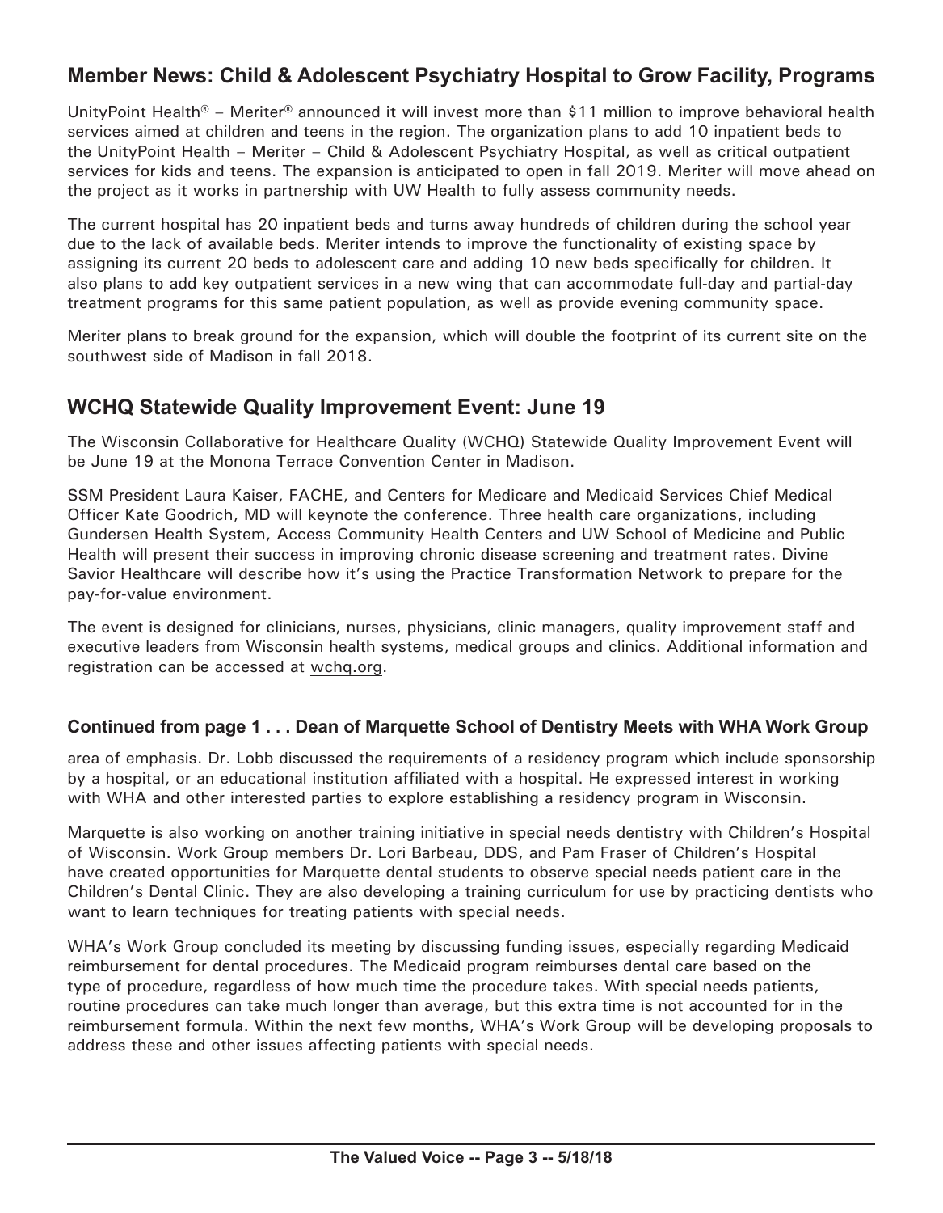## Member News: Child & Adolescent Psychiatry Hospital to Grow Facility, Programs

UnityPoint Health® – Meriter® announced it will invest more than $11 million to improve behavioral health services aimed at children and teens in the region. The organization plans to add 10 inpatient beds to the UnityPoint Health – Meriter – Child & Adolescent Psychiatry Hospital, as well as critical outpatient services for kids and teens. The expansion is anticipated to open in fall 2019. Meriter will move ahead on the project as it works in partnership with UW Health to fully assess community needs.

The current hospital has 20 inpatient beds and turns away hundreds of children during the school year due to the lack of available beds. Meriter intends to improve the functionality of existing space by assigning its current 20 beds to adolescent care and adding 10 new beds specifically for children. It also plans to add key outpatient services in a new wing that can accommodate full-day and partial-day treatment programs for this same patient population, as well as provide evening community space.

Meriter plans to break ground for the expansion, which will double the footprint of its current site on the southwest side of Madison in fall 2018.

## WCHQ Statewide Quality Improvement Event: June 19

The Wisconsin Collaborative for Healthcare Quality (WCHQ) Statewide Quality Improvement Event will be June 19 at the Monona Terrace Convention Center in Madison.

SSM President Laura Kaiser, FACHE, and Centers for Medicare and Medicaid Services Chief Medical Officer Kate Goodrich, MD will keynote the conference. Three health care organizations, including Gundersen Health System, Access Community Health Centers and UW School of Medicine and Public Health will present their success in improving chronic disease screening and treatment rates. Divine Savior Healthcare will describe how it's using the Practice Transformation Network to prepare for the pay-for-value environment.

The event is designed for clinicians, nurses, physicians, clinic managers, quality improvement staff and executive leaders from Wisconsin health systems, medical groups and clinics. Additional information and registration can be accessed at wchq.org.

### Continued from page 1 . . . Dean of Marquette School of Dentistry Meets with WHA Work Group

area of emphasis. Dr. Lobb discussed the requirements of a residency program which include sponsorship by a hospital, or an educational institution affiliated with a hospital. He expressed interest in working with WHA and other interested parties to explore establishing a residency program in Wisconsin.

Marquette is also working on another training initiative in special needs dentistry with Children's Hospital of Wisconsin. Work Group members Dr. Lori Barbeau, DDS, and Pam Fraser of Children's Hospital have created opportunities for Marquette dental students to observe special needs patient care in the Children's Dental Clinic. They are also developing a training curriculum for use by practicing dentists who want to learn techniques for treating patients with special needs.

WHA's Work Group concluded its meeting by discussing funding issues, especially regarding Medicaid reimbursement for dental procedures. The Medicaid program reimburses dental care based on the type of procedure, regardless of how much time the procedure takes. With special needs patients, routine procedures can take much longer than average, but this extra time is not accounted for in the reimbursement formula. Within the next few months, WHA's Work Group will be developing proposals to address these and other issues affecting patients with special needs.